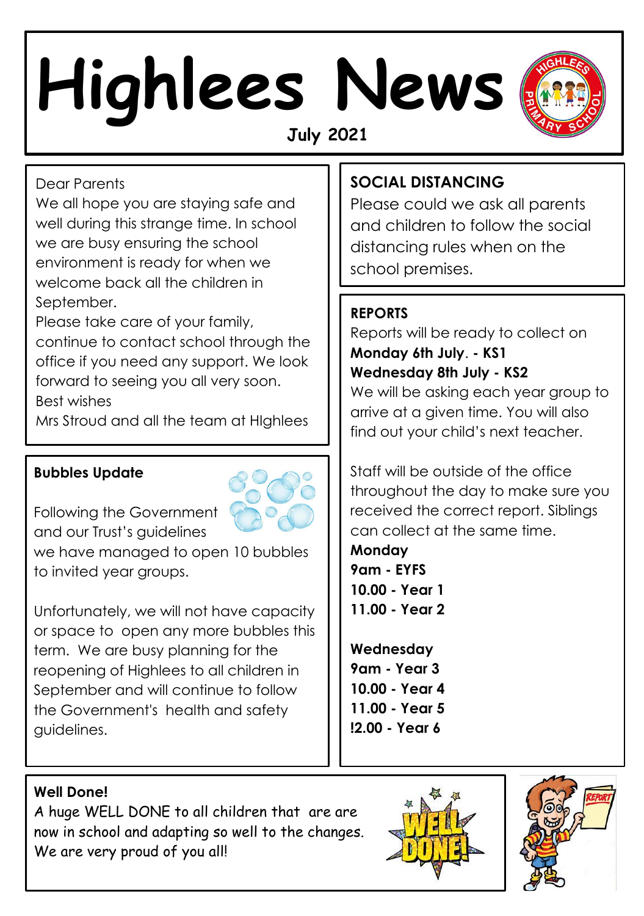# Highlees News

**July 2021**

Dear Parents

We all hope you are staying safe and well during this strange time. In school we are busy ensuring the school environment is ready for when we welcome back all the children in September.

Please take care of your family, continue to contact school through the office if you need any support. We look forward to seeing you all very soon.

Best wishes

Mrs Stroud and all the team at HIghlees

## Bubbles Update

Following the Government and our Trust's guidelines we have managed to open 10 bubbles to invited year groups.

Unfortunately, we will not have capacity or space to open any more bubbles this term. We are busy planning for the reopening of Highlees to all children in September and will continue to follow the Government's health and safety guidelines.

## SOCIAL DISTANCING

Please could we ask all parents and children to follow the social distancing rules when on the school premises.

## REPORTS

Reports will be ready to collect on

**Monday 6th July. - KS1**

**Wednesday 8th July - KS2**

We will be asking each year group to arrive at a given time. You will also find out your child's next teacher.

Staff will be outside of the office throughout the day to make sure you received the correct report. Siblings can collect at the same time.

**Monday**

**9am - EYFS**

**10.00 - Year 1**

**11.00 - Year 2**

**Wednesday**

**9am - Year 3**

**10.00 - Year 4**

**11.00 - Year 5**

**!2.00 - Year 6**

## Well Done!

A huge WELL DONE to all children that are are now in school and adapting so well to the changes. We are very proud of you all!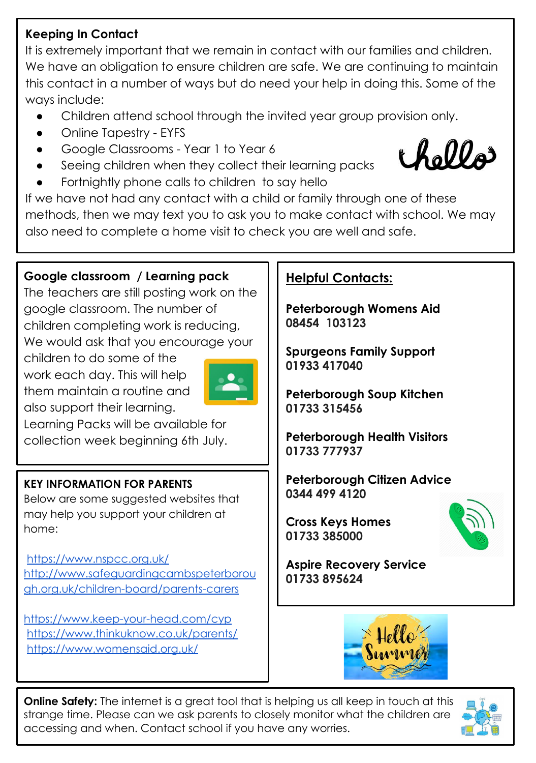## Keeping In Contact

It is extremely important that we remain in contact with our families and children. We have an obligation to ensure children are safe. We are continuing to maintain this contact in a number of ways but do need your help in doing this. Some of the ways include:

- Children attend school through the invited year group provision only.
- Online Tapestry - EYFS
- Google Classrooms - Year 1 to Year 6
- Seeing children when they collect their learning packs
- Fortnightly phone calls to children to say hello

If we have not had any contact with a child or family through one of these methods, then we may text you to ask you to make contact with school. We may also need to complete a home visit to check you are well and safe.

## Google classroom / Learning pack

The teachers are still posting work on the google classroom. The number of children completing work is reducing, We would ask that you encourage your children to do some of the work each day. This will help them maintain a routine and also support their learning.

Learning Packs will be available for collection week beginning 6th July.

## KEY INFORMATION FOR PARENTS

Below are some suggested websites that may help you support your children at home:

https://www.nspcc.org.uk/
http://www.safeguardingcambspeterborough.org.uk/children-board/parents-carers

https://www.keep-your-head.com/cyp
https://www.thinkuknow.co.uk/parents/
https://www.womensaid.org.uk/

## Helpful Contacts:

**Peterborough Womens Aid**
**08454 103123**

**Spurgeons Family Support**
**01933 417040**

**Peterborough Soup Kitchen**
**01733 315456**

**Peterborough Health Visitors**
**01733 777937**

**Peterborough Citizen Advice**
**0344 499 4120**

**Cross Keys Homes**
**01733 385000**

**Aspire Recovery Service**
**01733 895624**

**Online Safety:** The internet is a great tool that is helping us all keep in touch at this strange time. Please can we ask parents to closely monitor what the children are accessing and when. Contact school if you have any worries.